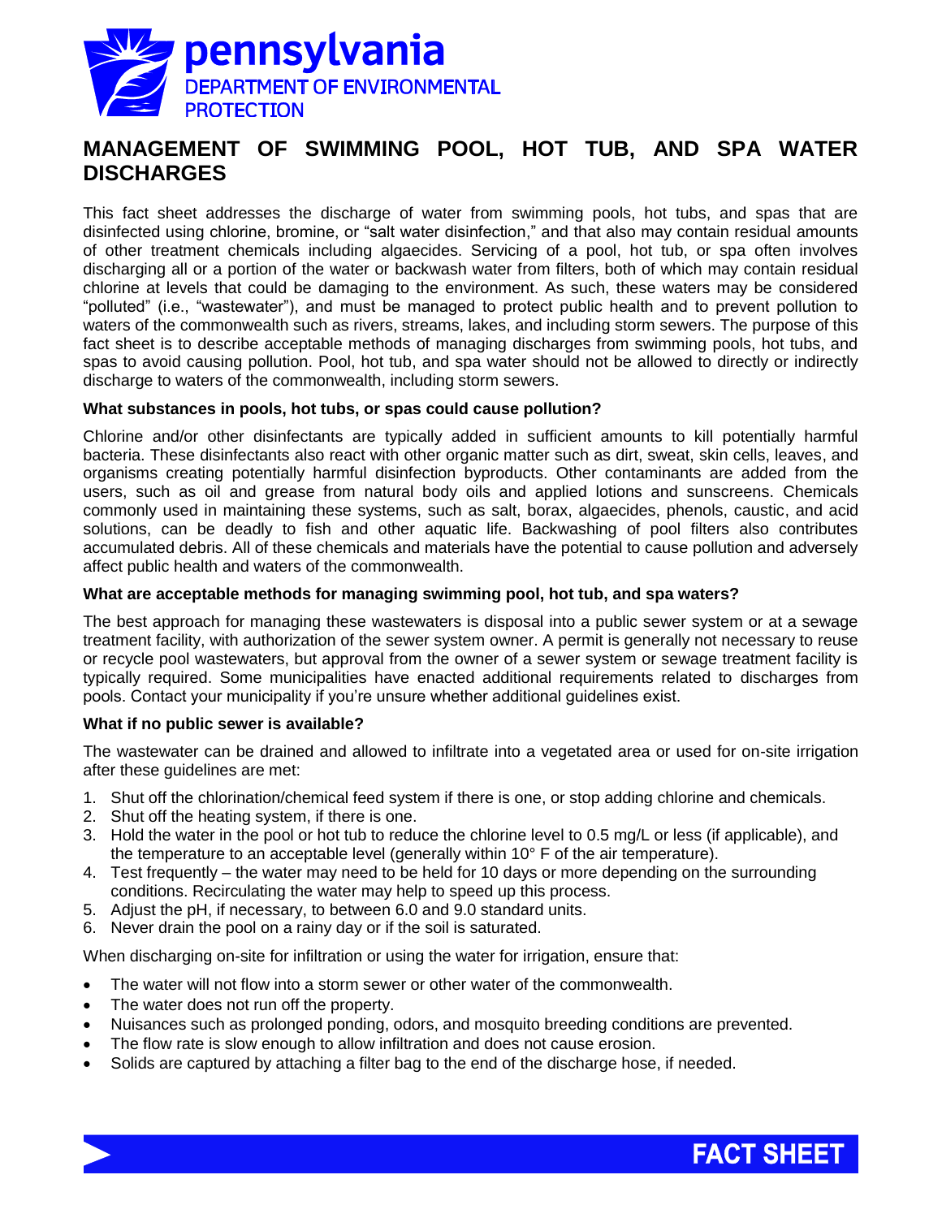pennsylvania
DEPARTMENT OF ENVIRONMENTAL PROTECTION

# MANAGEMENT OF SWIMMING POOL, HOT TUB, AND SPA WATER DISCHARGES

This fact sheet addresses the discharge of water from swimming pools, hot tubs, and spas that are disinfected using chlorine, bromine, or "salt water disinfection," and that also may contain residual amounts of other treatment chemicals including algaecides. Servicing of a pool, hot tub, or spa often involves discharging all or a portion of the water or backwash water from filters, both of which may contain residual chlorine at levels that could be damaging to the environment. As such, these waters may be considered "polluted" (i.e., "wastewater"), and must be managed to protect public health and to prevent pollution to waters of the commonwealth such as rivers, streams, lakes, and including storm sewers. The purpose of this fact sheet is to describe acceptable methods of managing discharges from swimming pools, hot tubs, and spas to avoid causing pollution. Pool, hot tub, and spa water should not be allowed to directly or indirectly discharge to waters of the commonwealth, including storm sewers.

**What substances in pools, hot tubs, or spas could cause pollution?**

Chlorine and/or other disinfectants are typically added in sufficient amounts to kill potentially harmful bacteria. These disinfectants also react with other organic matter such as dirt, sweat, skin cells, leaves, and organisms creating potentially harmful disinfection byproducts. Other contaminants are added from the users, such as oil and grease from natural body oils and applied lotions and sunscreens. Chemicals commonly used in maintaining these systems, such as salt, borax, algaecides, phenols, caustic, and acid solutions, can be deadly to fish and other aquatic life. Backwashing of pool filters also contributes accumulated debris. All of these chemicals and materials have the potential to cause pollution and adversely affect public health and waters of the commonwealth.

**What are acceptable methods for managing swimming pool, hot tub, and spa waters?**

The best approach for managing these wastewaters is disposal into a public sewer system or at a sewage treatment facility, with authorization of the sewer system owner. A permit is generally not necessary to reuse or recycle pool wastewaters, but approval from the owner of a sewer system or sewage treatment facility is typically required. Some municipalities have enacted additional requirements related to discharges from pools. Contact your municipality if you're unsure whether additional guidelines exist.

**What if no public sewer is available?**

The wastewater can be drained and allowed to infiltrate into a vegetated area or used for on-site irrigation after these guidelines are met:

1. Shut off the chlorination/chemical feed system if there is one, or stop adding chlorine and chemicals.
2. Shut off the heating system, if there is one.
3. Hold the water in the pool or hot tub to reduce the chlorine level to 0.5 mg/L or less (if applicable), and the temperature to an acceptable level (generally within 10° F of the air temperature).
4. Test frequently – the water may need to be held for 10 days or more depending on the surrounding conditions. Recirculating the water may help to speed up this process.
5. Adjust the pH, if necessary, to between 6.0 and 9.0 standard units.
6. Never drain the pool on a rainy day or if the soil is saturated.

When discharging on-site for infiltration or using the water for irrigation, ensure that:

- The water will not flow into a storm sewer or other water of the commonwealth.
- The water does not run off the property.
- Nuisances such as prolonged ponding, odors, and mosquito breeding conditions are prevented.
- The flow rate is slow enough to allow infiltration and does not cause erosion.
- Solids are captured by attaching a filter bag to the end of the discharge hose, if needed.

FACT SHEET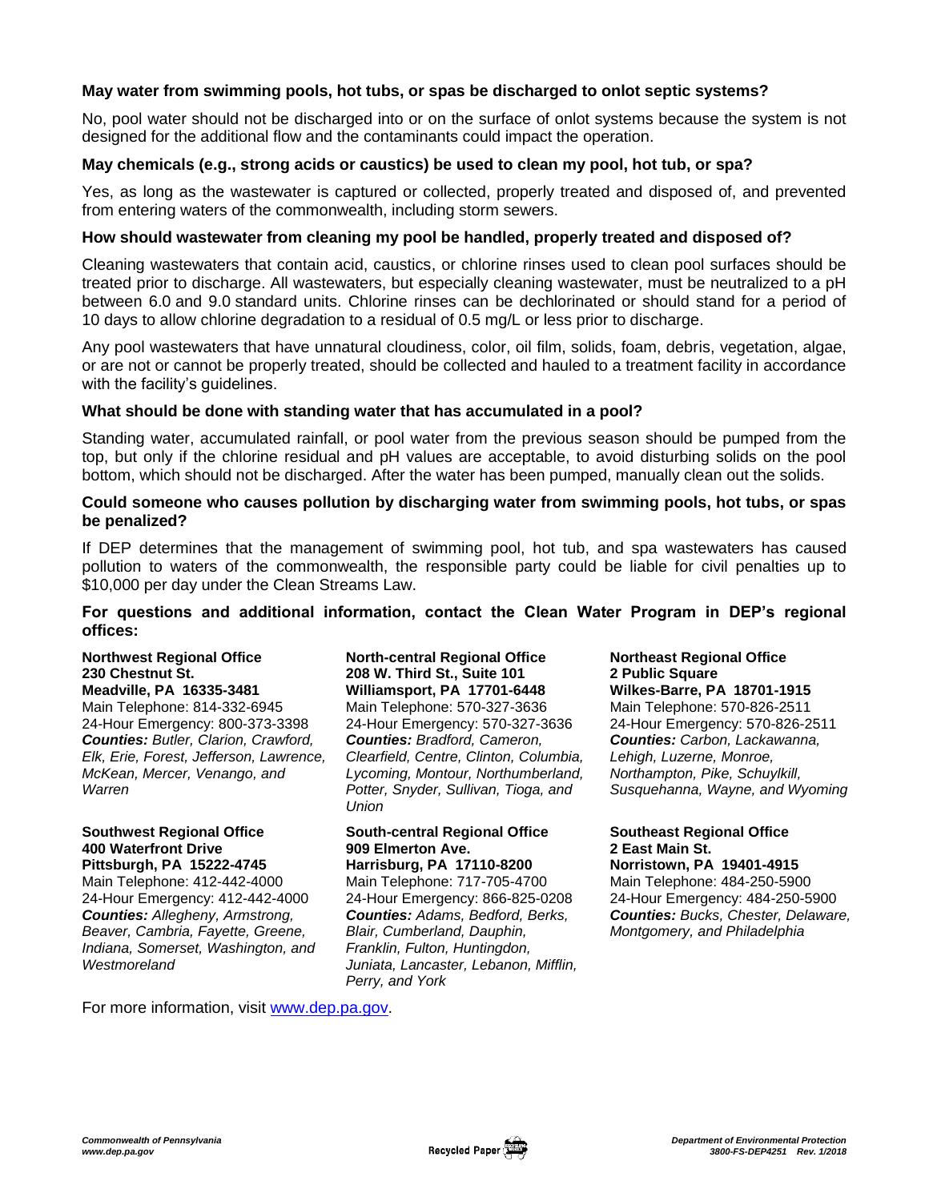### May water from swimming pools, hot tubs, or spas be discharged to onlot septic systems?

No, pool water should not be discharged into or on the surface of onlot systems because the system is not designed for the additional flow and the contaminants could impact the operation.

### May chemicals (e.g., strong acids or caustics) be used to clean my pool, hot tub, or spa?

Yes, as long as the wastewater is captured or collected, properly treated and disposed of, and prevented from entering waters of the commonwealth, including storm sewers.

### How should wastewater from cleaning my pool be handled, properly treated and disposed of?

Cleaning wastewaters that contain acid, caustics, or chlorine rinses used to clean pool surfaces should be treated prior to discharge. All wastewaters, but especially cleaning wastewater, must be neutralized to a pH between 6.0 and 9.0 standard units. Chlorine rinses can be dechlorinated or should stand for a period of 10 days to allow chlorine degradation to a residual of 0.5 mg/L or less prior to discharge.

Any pool wastewaters that have unnatural cloudiness, color, oil film, solids, foam, debris, vegetation, algae, or are not or cannot be properly treated, should be collected and hauled to a treatment facility in accordance with the facility's guidelines.

### What should be done with standing water that has accumulated in a pool?

Standing water, accumulated rainfall, or pool water from the previous season should be pumped from the top, but only if the chlorine residual and pH values are acceptable, to avoid disturbing solids on the pool bottom, which should not be discharged. After the water has been pumped, manually clean out the solids.

### Could someone who causes pollution by discharging water from swimming pools, hot tubs, or spas be penalized?

If DEP determines that the management of swimming pool, hot tub, and spa wastewaters has caused pollution to waters of the commonwealth, the responsible party could be liable for civil penalties up to $10,000 per day under the Clean Streams Law.

**For questions and additional information, contact the Clean Water Program in DEP's regional offices:**

**Northwest Regional Office**
**230 Chestnut St.**
**Meadville, PA 16335-3481**
Main Telephone: 814-332-6945
24-Hour Emergency: 800-373-3398
***Counties:*** *Butler, Clarion, Crawford, Elk, Erie, Forest, Jefferson, Lawrence, McKean, Mercer, Venango, and Warren*

**North-central Regional Office**
**208 W. Third St., Suite 101**
**Williamsport, PA 17701-6448**
Main Telephone: 570-327-3636
24-Hour Emergency: 570-327-3636
***Counties:*** *Bradford, Cameron, Clearfield, Centre, Clinton, Columbia, Lycoming, Montour, Northumberland, Potter, Snyder, Sullivan, Tioga, and Union*

**Northeast Regional Office**
**2 Public Square**
**Wilkes-Barre, PA 18701-1915**
Main Telephone: 570-826-2511
24-Hour Emergency: 570-826-2511
***Counties:*** *Carbon, Lackawanna, Lehigh, Luzerne, Monroe, Northampton, Pike, Schuylkill, Susquehanna, Wayne, and Wyoming*

**Southwest Regional Office**
**400 Waterfront Drive**
**Pittsburgh, PA 15222-4745**
Main Telephone: 412-442-4000
24-Hour Emergency: 412-442-4000
***Counties:*** *Allegheny, Armstrong, Beaver, Cambria, Fayette, Greene, Indiana, Somerset, Washington, and Westmoreland*

**South-central Regional Office**
**909 Elmerton Ave.**
**Harrisburg, PA 17110-8200**
Main Telephone: 717-705-4700
24-Hour Emergency: 866-825-0208
***Counties:*** *Adams, Bedford, Berks, Blair, Cumberland, Dauphin, Franklin, Fulton, Huntingdon, Juniata, Lancaster, Lebanon, Mifflin, Perry, and York*

**Southeast Regional Office**
**2 East Main St.**
**Norristown, PA 19401-4915**
Main Telephone: 484-250-5900
24-Hour Emergency: 484-250-5900
***Counties:*** *Bucks, Chester, Delaware, Montgomery, and Philadelphia*

For more information, visit www.dep.pa.gov.

*Commonwealth of Pennsylvania*
*www.dep.pa.gov*

Recycled Paper

*Department of Environmental Protection*
*3800-FS-DEP4251 Rev. 1/2018*